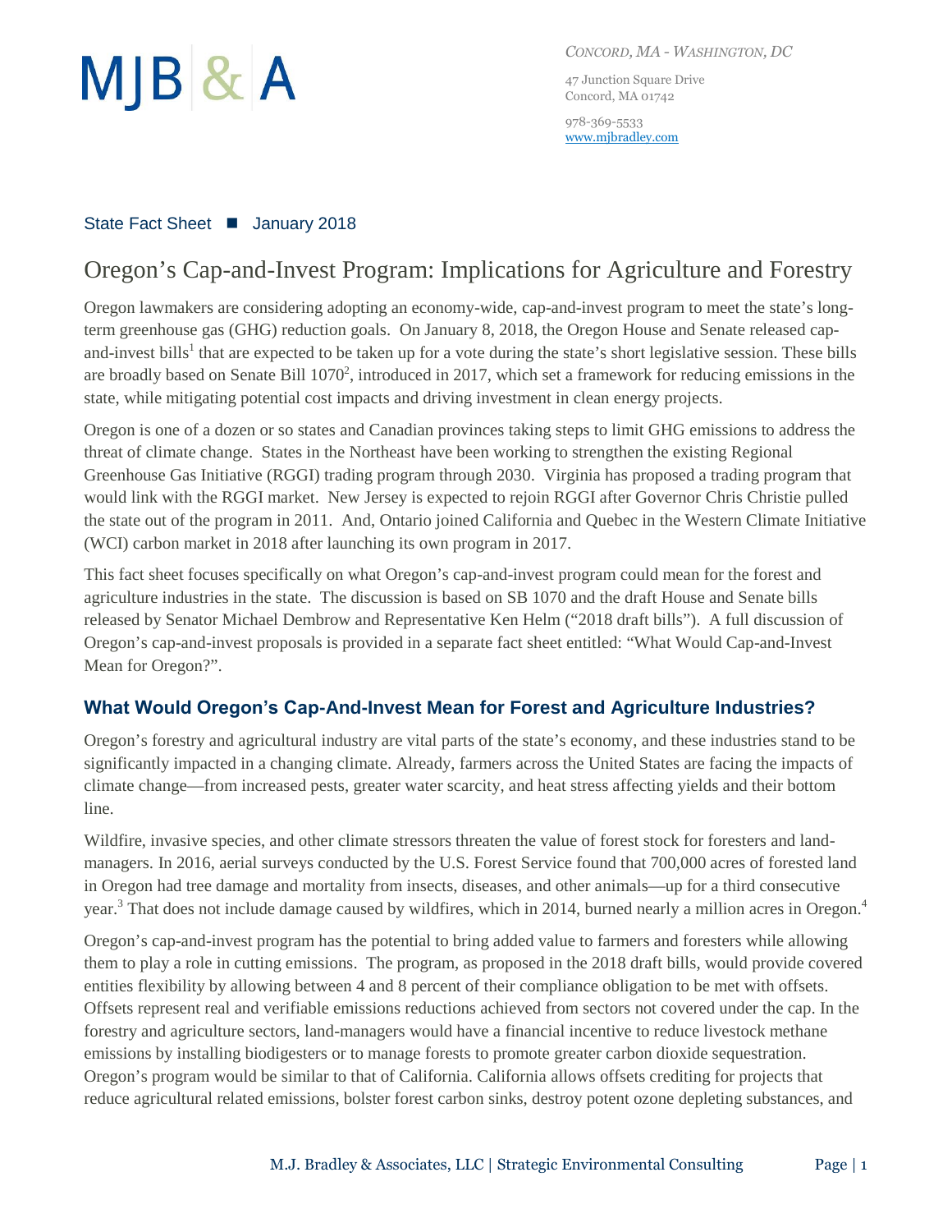MJB & A

*CONCORD, MA - WASHINGTON, DC*

47 Junction Square Drive
Concord, MA 01742

978-369-5533
www.mjbradley.com

State Fact Sheet ■ January 2018

# Oregon's Cap-and-Invest Program: Implications for Agriculture and Forestry

Oregon lawmakers are considering adopting an economy-wide, cap-and-invest program to meet the state's long-term greenhouse gas (GHG) reduction goals. On January 8, 2018, the Oregon House and Senate released cap-and-invest bills[1] that are expected to be taken up for a vote during the state's short legislative session. These bills are broadly based on Senate Bill 1070[2], introduced in 2017, which set a framework for reducing emissions in the state, while mitigating potential cost impacts and driving investment in clean energy projects.

Oregon is one of a dozen or so states and Canadian provinces taking steps to limit GHG emissions to address the threat of climate change. States in the Northeast have been working to strengthen the existing Regional Greenhouse Gas Initiative (RGGI) trading program through 2030. Virginia has proposed a trading program that would link with the RGGI market. New Jersey is expected to rejoin RGGI after Governor Chris Christie pulled the state out of the program in 2011. And, Ontario joined California and Quebec in the Western Climate Initiative (WCI) carbon market in 2018 after launching its own program in 2017.

This fact sheet focuses specifically on what Oregon's cap-and-invest program could mean for the forest and agriculture industries in the state. The discussion is based on SB 1070 and the draft House and Senate bills released by Senator Michael Dembrow and Representative Ken Helm ("2018 draft bills"). A full discussion of Oregon's cap-and-invest proposals is provided in a separate fact sheet entitled: "What Would Cap-and-Invest Mean for Oregon?".

## What Would Oregon's Cap-And-Invest Mean for Forest and Agriculture Industries?

Oregon's forestry and agricultural industry are vital parts of the state's economy, and these industries stand to be significantly impacted in a changing climate. Already, farmers across the United States are facing the impacts of climate change—from increased pests, greater water scarcity, and heat stress affecting yields and their bottom line.

Wildfire, invasive species, and other climate stressors threaten the value of forest stock for foresters and land-managers. In 2016, aerial surveys conducted by the U.S. Forest Service found that 700,000 acres of forested land in Oregon had tree damage and mortality from insects, diseases, and other animals—up for a third consecutive year.[3] That does not include damage caused by wildfires, which in 2014, burned nearly a million acres in Oregon.[4]

Oregon's cap-and-invest program has the potential to bring added value to farmers and foresters while allowing them to play a role in cutting emissions. The program, as proposed in the 2018 draft bills, would provide covered entities flexibility by allowing between 4 and 8 percent of their compliance obligation to be met with offsets. Offsets represent real and verifiable emissions reductions achieved from sectors not covered under the cap. In the forestry and agriculture sectors, land-managers would have a financial incentive to reduce livestock methane emissions by installing biodigesters or to manage forests to promote greater carbon dioxide sequestration. Oregon's program would be similar to that of California. California allows offsets crediting for projects that reduce agricultural related emissions, bolster forest carbon sinks, destroy potent ozone depleting substances, and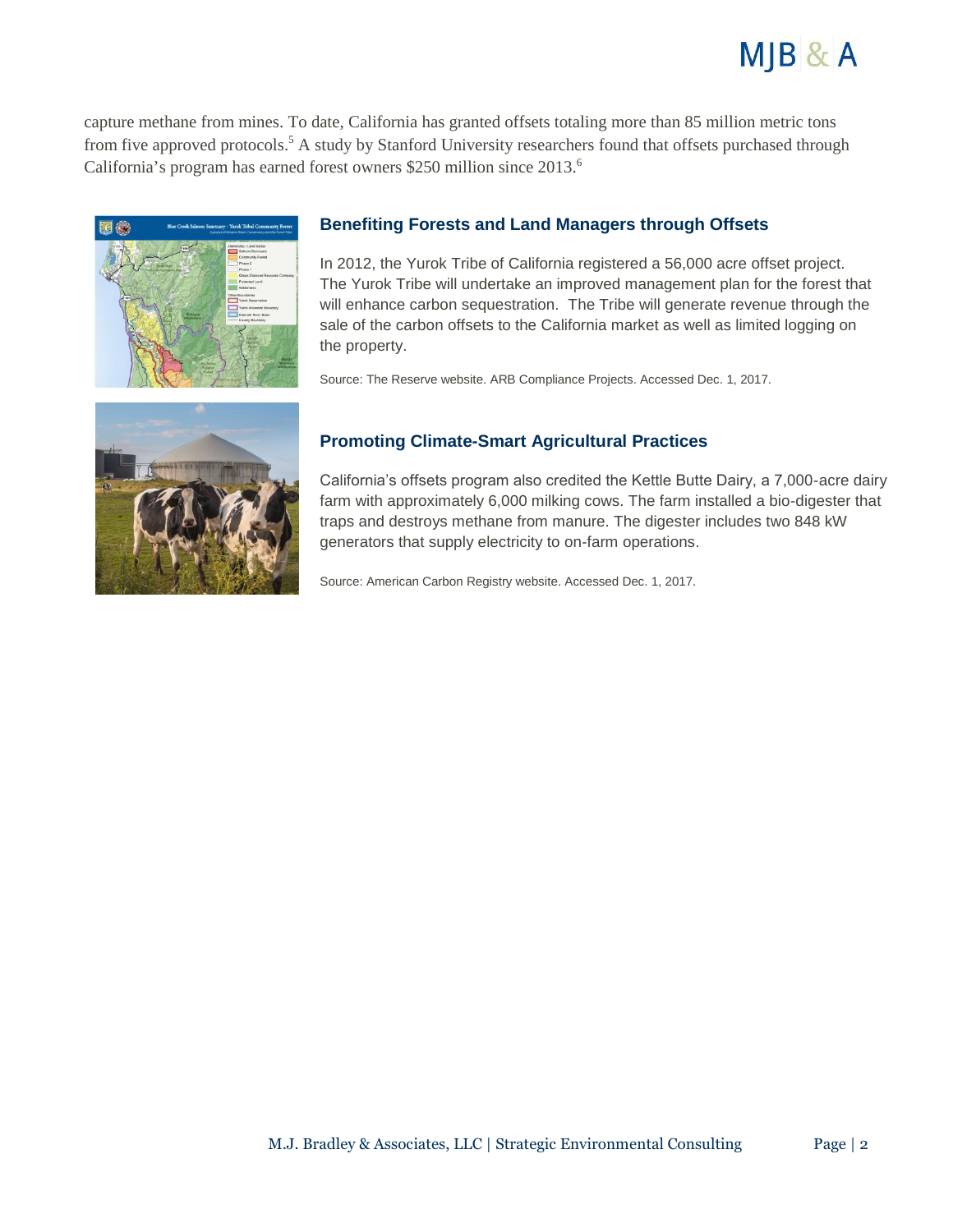capture methane from mines. To date, California has granted offsets totaling more than 85 million metric tons from five approved protocols.[5] A study by Stanford University researchers found that offsets purchased through California's program has earned forest owners $250 million since 2013.[6]

### Benefiting Forests and Land Managers through Offsets

In 2012, the Yurok Tribe of California registered a 56,000 acre offset project. The Yurok Tribe will undertake an improved management plan for the forest that will enhance carbon sequestration. The Tribe will generate revenue through the sale of the carbon offsets to the California market as well as limited logging on the property.

Source: The Reserve website. ARB Compliance Projects. Accessed Dec. 1, 2017.

### Promoting Climate-Smart Agricultural Practices

California's offsets program also credited the Kettle Butte Dairy, a 7,000-acre dairy farm with approximately 6,000 milking cows. The farm installed a bio-digester that traps and destroys methane from manure. The digester includes two 848 kW generators that supply electricity to on-farm operations.

Source: American Carbon Registry website. Accessed Dec. 1, 2017.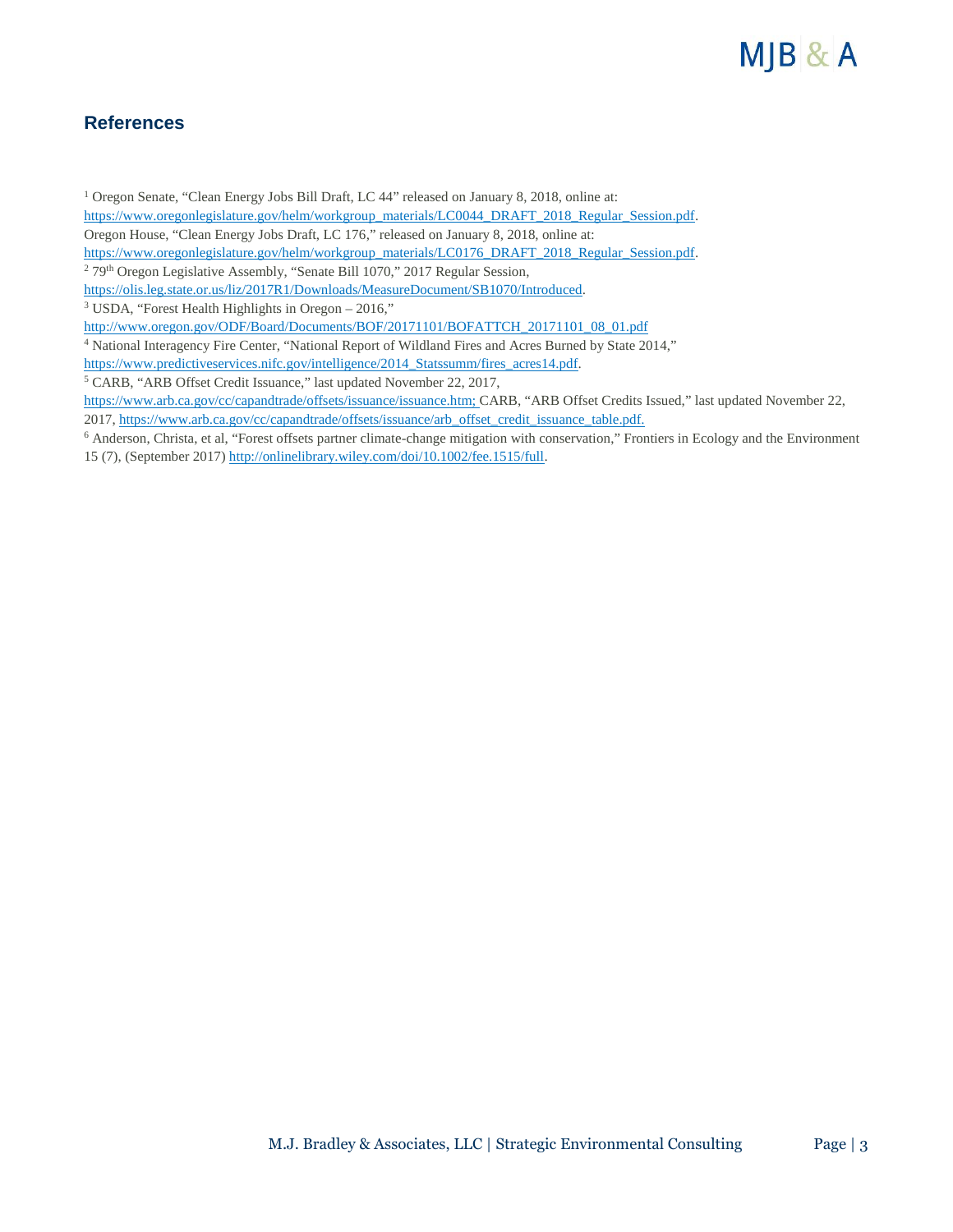## References

[1] Oregon Senate, “Clean Energy Jobs Bill Draft, LC 44” released on January 8, 2018, online at: https://www.oregonlegislature.gov/helm/workgroup_materials/LC0044_DRAFT_2018_Regular_Session.pdf. Oregon House, “Clean Energy Jobs Draft, LC 176,” released on January 8, 2018, online at: https://www.oregonlegislature.gov/helm/workgroup_materials/LC0176_DRAFT_2018_Regular_Session.pdf.

[2] 79th Oregon Legislative Assembly, “Senate Bill 1070,” 2017 Regular Session, https://olis.leg.state.or.us/liz/2017R1/Downloads/MeasureDocument/SB1070/Introduced.

[3] USDA, “Forest Health Highlights in Oregon – 2016,” http://www.oregon.gov/ODF/Board/Documents/BOF/20171101/BOFATTCH_20171101_08_01.pdf

[4] National Interagency Fire Center, “National Report of Wildland Fires and Acres Burned by State 2014,” https://www.predictiveservices.nifc.gov/intelligence/2014_Statssumm/fires_acres14.pdf.

[5] CARB, “ARB Offset Credit Issuance,” last updated November 22, 2017, https://www.arb.ca.gov/cc/capandtrade/offsets/issuance/issuance.htm; CARB, “ARB Offset Credits Issued,” last updated November 22, 2017, https://www.arb.ca.gov/cc/capandtrade/offsets/issuance/arb_offset_credit_issuance_table.pdf.

[6] Anderson, Christa, et al, “Forest offsets partner climate-change mitigation with conservation,” Frontiers in Ecology and the Environment 15 (7), (September 2017) http://onlinelibrary.wiley.com/doi/10.1002/fee.1515/full.